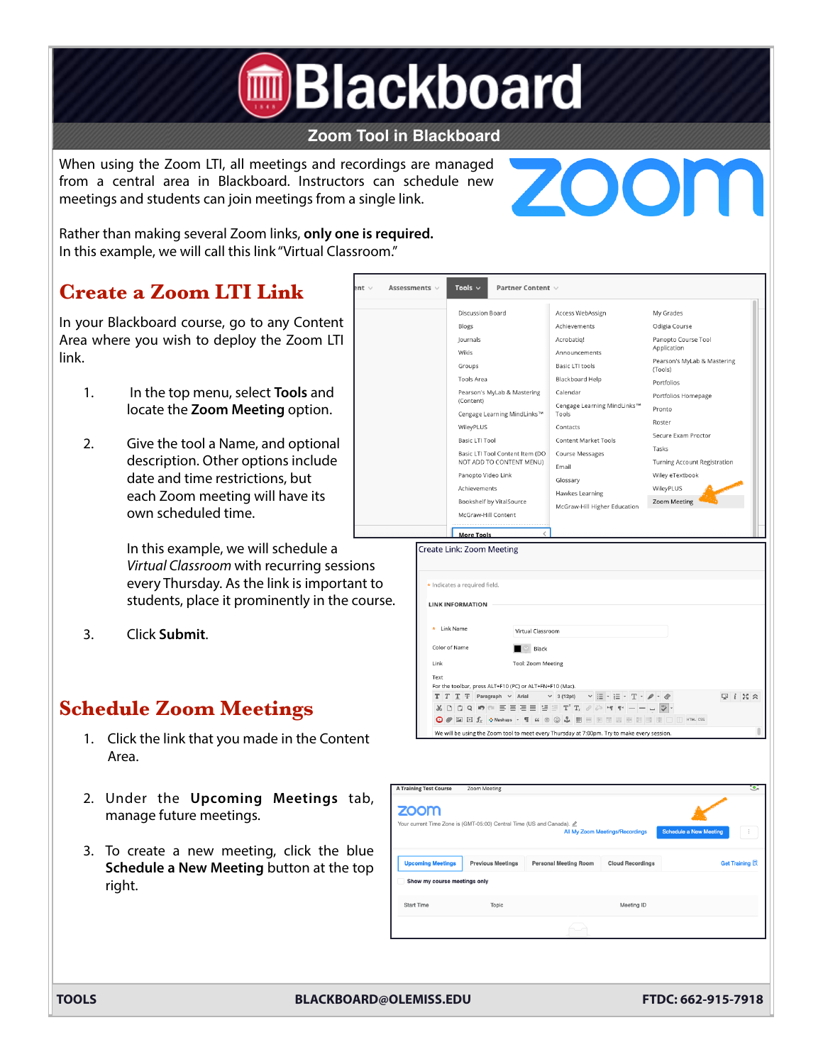# Blackboard

## Zoom Tool in Blackboard

When using the Zoom LTI, all meetings and recordings are managed from a central area in Blackboard. Instructors can schedule new meetings and students can join meetings from a single link.

Rather than making several Zoom links, **only one is required.**
In this example, we will call this link "Virtual Classroom."

## Create a Zoom LTI Link

In your Blackboard course, go to any Content Area where you wish to deploy the Zoom LTI link.

1. In the top menu, select **Tools** and locate the **Zoom Meeting** option.

2. Give the tool a Name, and optional description. Other options include date and time restrictions, but each Zoom meeting will have its own scheduled time.

   In this example, we will schedule a *Virtual Classroom* with recurring sessions every Thursday. As the link is important to students, place it prominently in the course.

3. Click **Submit**.

## Schedule Zoom Meetings

1. Click the link that you made in the Content Area.

2. Under the **Upcoming Meetings** tab, manage future meetings.

3. To create a new meeting, click the blue **Schedule a New Meeting** button at the top right.

**TOOLS** **BLACKBOARD@OLEMISS.EDU** **FTDC: 662-915-7918**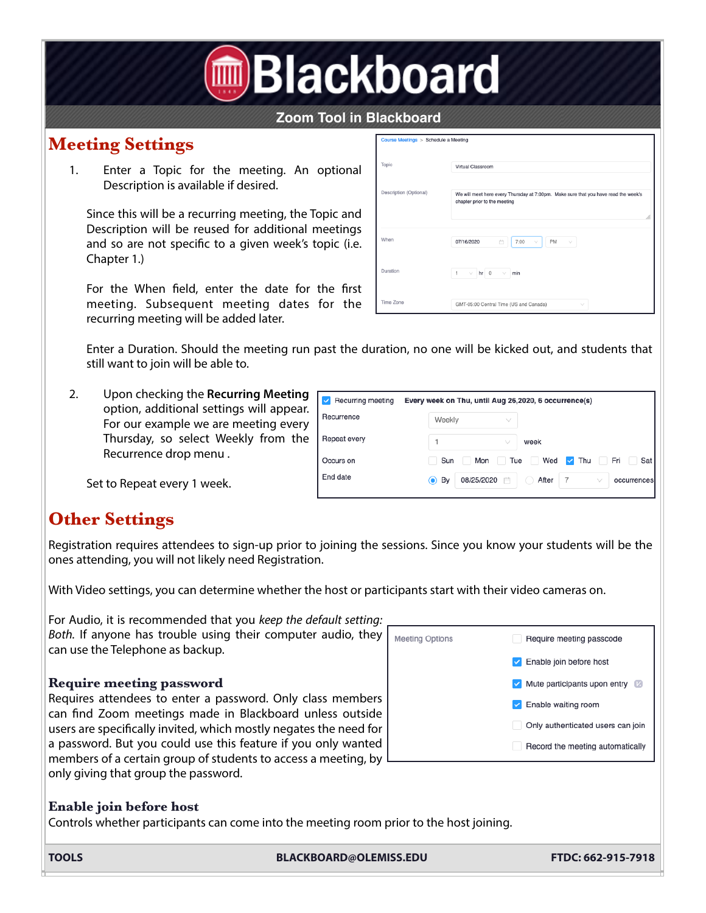# Zoom Tool in Blackboard

## Meeting Settings

1. Enter a Topic for the meeting. An optional Description is available if desired.

   Since this will be a recurring meeting, the Topic and Description will be reused for additional meetings and so are not specific to a given week's topic (i.e. Chapter 1.)

   For the When field, enter the date for the first meeting. Subsequent meeting dates for the recurring meeting will be added later.

   Enter a Duration. Should the meeting run past the duration, no one will be kicked out, and students that still want to join will be able to.

2. Upon checking the **Recurring Meeting** option, additional settings will appear. For our example we are meeting every Thursday, so select Weekly from the Recurrence drop menu .

   Set to Repeat every 1 week.

## Other Settings

Registration requires attendees to sign-up prior to joining the sessions. Since you know your students will be the ones attending, you will not likely need Registration.

With Video settings, you can determine whether the host or participants start with their video cameras on.

For Audio, it is recommended that you *keep the default setting: Both.* If anyone has trouble using their computer audio, they can use the Telephone as backup.

### Require meeting password

Requires attendees to enter a password. Only class members can find Zoom meetings made in Blackboard unless outside users are specifically invited, which mostly negates the need for a password. But you could use this feature if you only wanted members of a certain group of students to access a meeting, by only giving that group the password.

### Enable join before host

Controls whether participants can come into the meeting room prior to the host joining.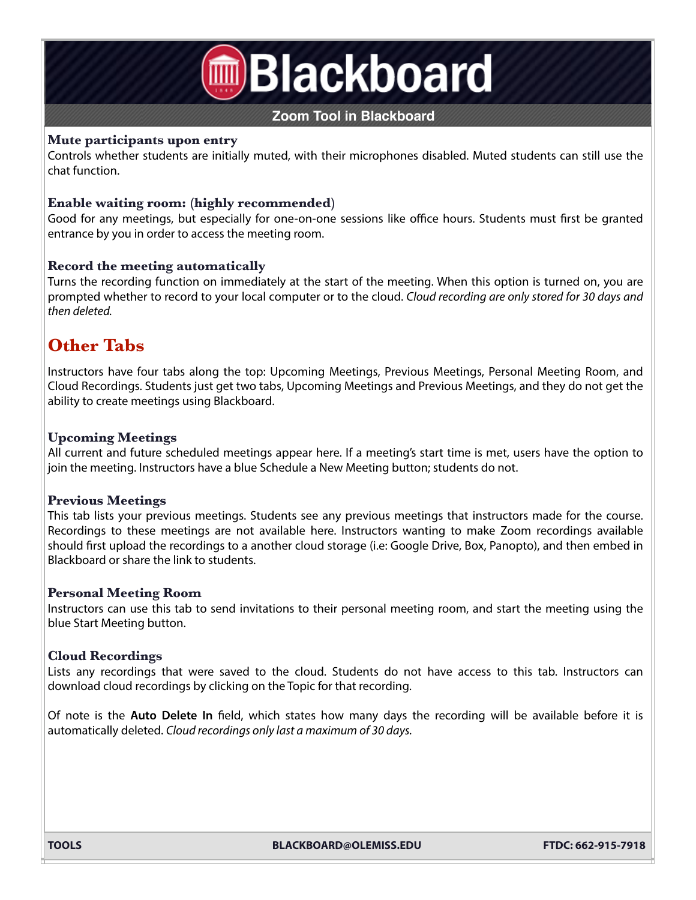### Mute participants upon entry

Controls whether students are initially muted, with their microphones disabled. Muted students can still use the chat function.

### Enable waiting room: (highly recommended)

Good for any meetings, but especially for one-on-one sessions like office hours. Students must first be granted entrance by you in order to access the meeting room.

### Record the meeting automatically

Turns the recording function on immediately at the start of the meeting. When this option is turned on, you are prompted whether to record to your local computer or to the cloud. *Cloud recording are only stored for 30 days and then deleted.*

## Other Tabs

Instructors have four tabs along the top: Upcoming Meetings, Previous Meetings, Personal Meeting Room, and Cloud Recordings. Students just get two tabs, Upcoming Meetings and Previous Meetings, and they do not get the ability to create meetings using Blackboard.

### Upcoming Meetings

All current and future scheduled meetings appear here. If a meeting's start time is met, users have the option to join the meeting. Instructors have a blue Schedule a New Meeting button; students do not.

### Previous Meetings

This tab lists your previous meetings. Students see any previous meetings that instructors made for the course. Recordings to these meetings are not available here. Instructors wanting to make Zoom recordings available should first upload the recordings to a another cloud storage (i.e: Google Drive, Box, Panopto), and then embed in Blackboard or share the link to students.

### Personal Meeting Room

Instructors can use this tab to send invitations to their personal meeting room, and start the meeting using the blue Start Meeting button.

### Cloud Recordings

Lists any recordings that were saved to the cloud. Students do not have access to this tab. Instructors can download cloud recordings by clicking on the Topic for that recording.

Of note is the **Auto Delete In** field, which states how many days the recording will be available before it is automatically deleted. *Cloud recordings only last a maximum of 30 days.*